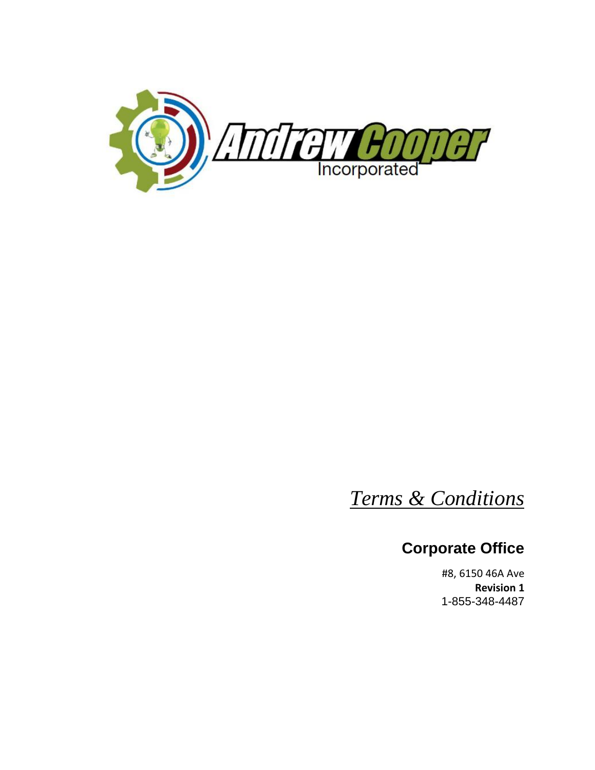Andrew Cooper Incorporated

# *Terms & Conditions*

## Corporate Office

#8, 6150 46A Ave

**Revision 1**

1-855-348-4487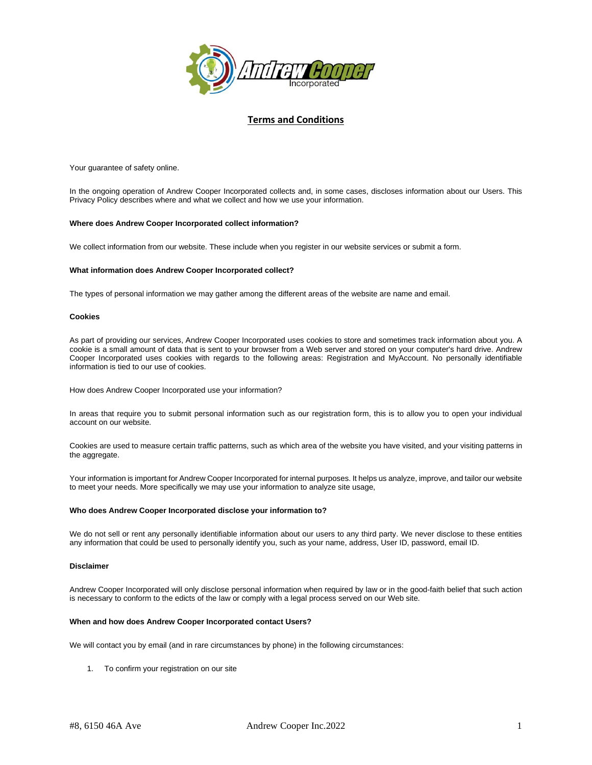# Terms and Conditions

Your guarantee of safety online.

In the ongoing operation of Andrew Cooper Incorporated collects and, in some cases, discloses information about our Users. This Privacy Policy describes where and what we collect and how we use your information.

**Where does Andrew Cooper Incorporated collect information?**

We collect information from our website. These include when you register in our website services or submit a form.

**What information does Andrew Cooper Incorporated collect?**

The types of personal information we may gather among the different areas of the website are name and email.

**Cookies**

As part of providing our services, Andrew Cooper Incorporated uses cookies to store and sometimes track information about you. A cookie is a small amount of data that is sent to your browser from a Web server and stored on your computer's hard drive. Andrew Cooper Incorporated uses cookies with regards to the following areas: Registration and MyAccount. No personally identifiable information is tied to our use of cookies.

How does Andrew Cooper Incorporated use your information?

In areas that require you to submit personal information such as our registration form, this is to allow you to open your individual account on our website.

Cookies are used to measure certain traffic patterns, such as which area of the website you have visited, and your visiting patterns in the aggregate.

Your information is important for Andrew Cooper Incorporated for internal purposes. It helps us analyze, improve, and tailor our website to meet your needs. More specifically we may use your information to analyze site usage,

**Who does Andrew Cooper Incorporated disclose your information to?**

We do not sell or rent any personally identifiable information about our users to any third party. We never disclose to these entities any information that could be used to personally identify you, such as your name, address, User ID, password, email ID.

**Disclaimer**

Andrew Cooper Incorporated will only disclose personal information when required by law or in the good-faith belief that such action is necessary to conform to the edicts of the law or comply with a legal process served on our Web site.

**When and how does Andrew Cooper Incorporated contact Users?**

We will contact you by email (and in rare circumstances by phone) in the following circumstances:

1. To confirm your registration on our site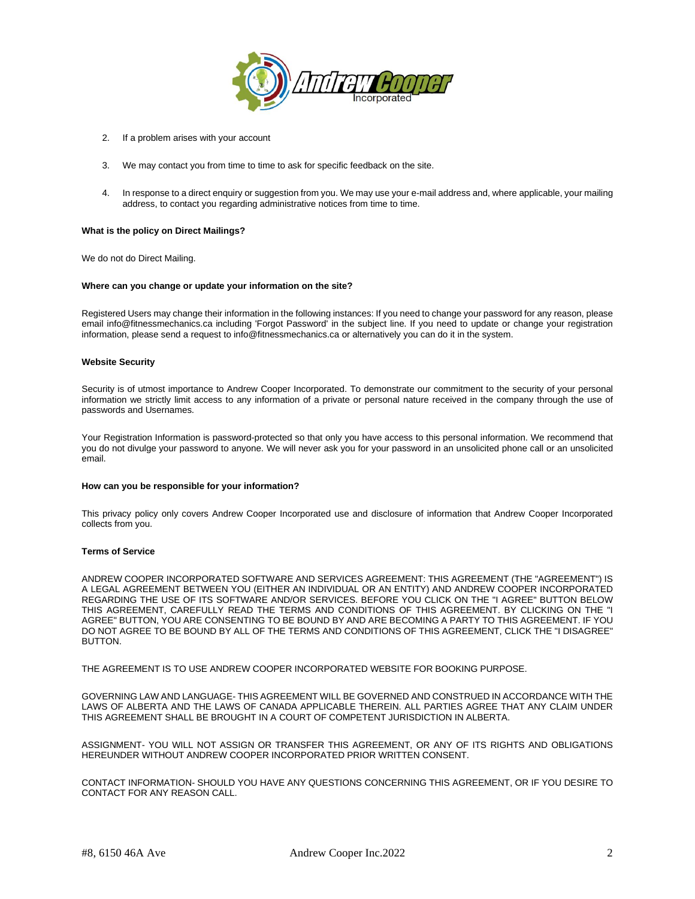2. If a problem arises with your account

3. We may contact you from time to time to ask for specific feedback on the site.

4. In response to a direct enquiry or suggestion from you. We may use your e-mail address and, where applicable, your mailing address, to contact you regarding administrative notices from time to time.

**What is the policy on Direct Mailings?**

We do not do Direct Mailing.

**Where can you change or update your information on the site?**

Registered Users may change their information in the following instances: If you need to change your password for any reason, please email info@fitnessmechanics.ca including 'Forgot Password' in the subject line. If you need to update or change your registration information, please send a request to info@fitnessmechanics.ca or alternatively you can do it in the system.

**Website Security**

Security is of utmost importance to Andrew Cooper Incorporated. To demonstrate our commitment to the security of your personal information we strictly limit access to any information of a private or personal nature received in the company through the use of passwords and Usernames.

Your Registration Information is password-protected so that only you have access to this personal information. We recommend that you do not divulge your password to anyone. We will never ask you for your password in an unsolicited phone call or an unsolicited email.

**How can you be responsible for your information?**

This privacy policy only covers Andrew Cooper Incorporated use and disclosure of information that Andrew Cooper Incorporated collects from you.

**Terms of Service**

ANDREW COOPER INCORPORATED SOFTWARE AND SERVICES AGREEMENT: THIS AGREEMENT (THE "AGREEMENT") IS A LEGAL AGREEMENT BETWEEN YOU (EITHER AN INDIVIDUAL OR AN ENTITY) AND ANDREW COOPER INCORPORATED REGARDING THE USE OF ITS SOFTWARE AND/OR SERVICES. BEFORE YOU CLICK ON THE "I AGREE" BUTTON BELOW THIS AGREEMENT, CAREFULLY READ THE TERMS AND CONDITIONS OF THIS AGREEMENT. BY CLICKING ON THE "I AGREE" BUTTON, YOU ARE CONSENTING TO BE BOUND BY AND ARE BECOMING A PARTY TO THIS AGREEMENT. IF YOU DO NOT AGREE TO BE BOUND BY ALL OF THE TERMS AND CONDITIONS OF THIS AGREEMENT, CLICK THE "I DISAGREE" BUTTON.

THE AGREEMENT IS TO USE ANDREW COOPER INCORPORATED WEBSITE FOR BOOKING PURPOSE.

GOVERNING LAW AND LANGUAGE- THIS AGREEMENT WILL BE GOVERNED AND CONSTRUED IN ACCORDANCE WITH THE LAWS OF ALBERTA AND THE LAWS OF CANADA APPLICABLE THEREIN. ALL PARTIES AGREE THAT ANY CLAIM UNDER THIS AGREEMENT SHALL BE BROUGHT IN A COURT OF COMPETENT JURISDICTION IN ALBERTA.

ASSIGNMENT- YOU WILL NOT ASSIGN OR TRANSFER THIS AGREEMENT, OR ANY OF ITS RIGHTS AND OBLIGATIONS HEREUNDER WITHOUT ANDREW COOPER INCORPORATED PRIOR WRITTEN CONSENT.

CONTACT INFORMATION- SHOULD YOU HAVE ANY QUESTIONS CONCERNING THIS AGREEMENT, OR IF YOU DESIRE TO CONTACT FOR ANY REASON CALL.